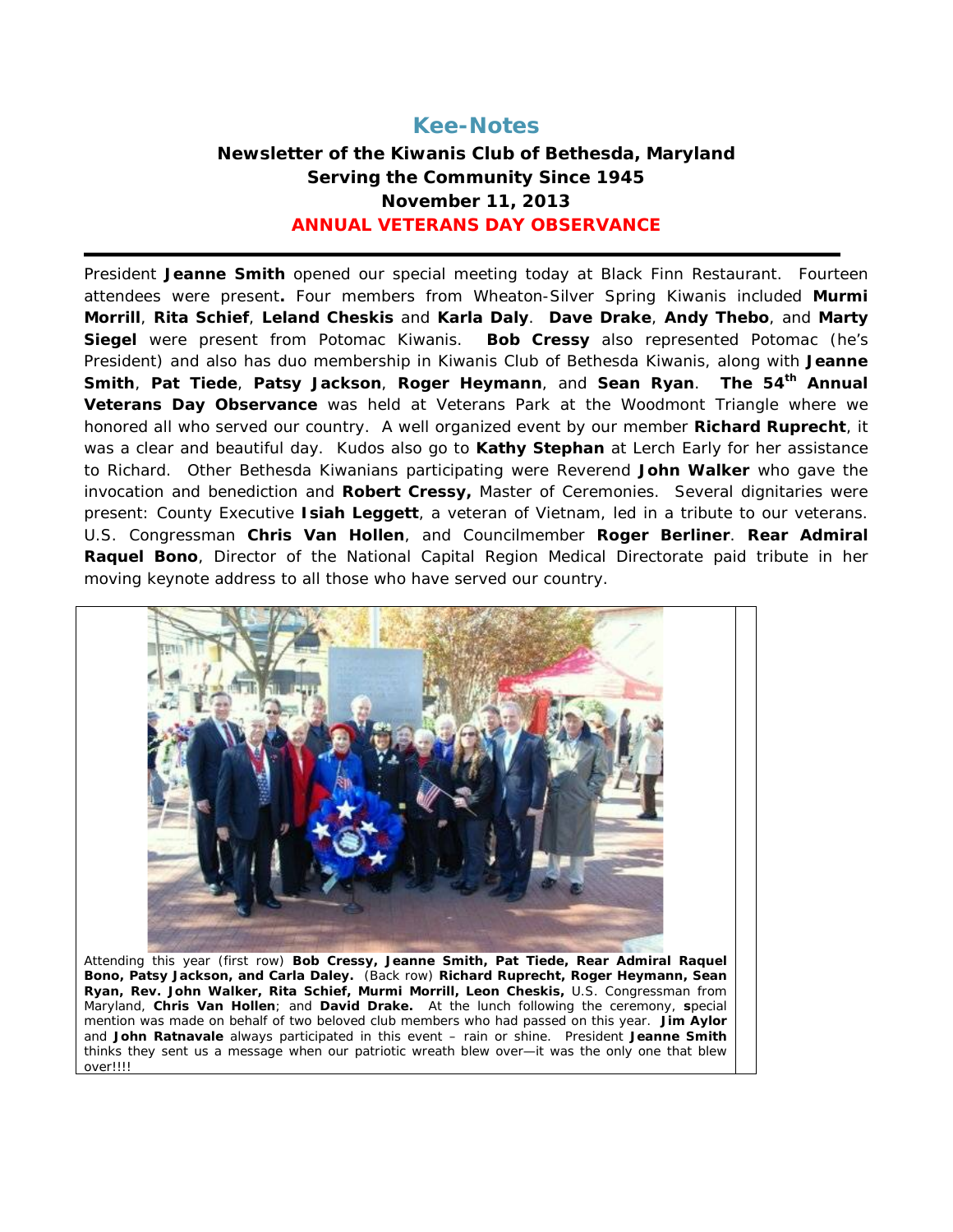# Kee-Notes

**Newsletter of the Kiwanis Club of Bethesda, Maryland**
**Serving the Community Since 1945**
**November 11, 2013**
**ANNUAL VETERANS DAY OBSERVANCE**

---

President **Jeanne Smith** opened our special meeting today at Black Finn Restaurant. Fourteen attendees were present**.** Four members from Wheaton-Silver Spring Kiwanis included **Murmi Morrill**, **Rita Schief**, **Leland Cheskis** and **Karla Daly**. **Dave Drake**, **Andy Thebo**, and **Marty Siegel** were present from Potomac Kiwanis. **Bob Cressy** also represented Potomac (he's President) and also has duo membership in Kiwanis Club of Bethesda Kiwanis, along with **Jeanne Smith**, **Pat Tiede**, **Patsy Jackson**, **Roger Heymann**, and **Sean Ryan**. **The 54th Annual Veterans Day Observance** was held at Veterans Park at the Woodmont Triangle where we honored all who served our country. A well organized event by our member **Richard Ruprecht**, it was a clear and beautiful day. Kudos also go to **Kathy Stephan** at Lerch Early for her assistance to Richard. Other Bethesda Kiwanians participating were Reverend **John Walker** who gave the invocation and benediction and **Robert Cressy,** Master of Ceremonies. Several dignitaries were present: County Executive **Isiah Leggett**, a veteran of Vietnam, led in a tribute to our veterans. U.S. Congressman **Chris Van Hollen**, and Councilmember **Roger Berliner**. **Rear Admiral Raquel Bono**, Director of the National Capital Region Medical Directorate paid tribute in her moving keynote address to all those who have served our country.

Attending this year (first row) **Bob Cressy, Jeanne Smith, Pat Tiede, Rear Admiral Raquel Bono, Patsy Jackson, and Carla Daley.** (Back row) **Richard Ruprecht, Roger Heymann, Sean Ryan, Rev. John Walker, Rita Schief, Murmi Morrill, Leon Cheskis,** U.S. Congressman from Maryland, **Chris Van Hollen**; and **David Drake.** At the lunch following the ceremony, **s**pecial mention was made on behalf of two beloved club members who had passed on this year. **Jim Aylor** and **John Ratnavale** always participated in this event – rain or shine. President **Jeanne Smith** thinks they sent us a message when our patriotic wreath blew over—it was the only one that blew over!!!!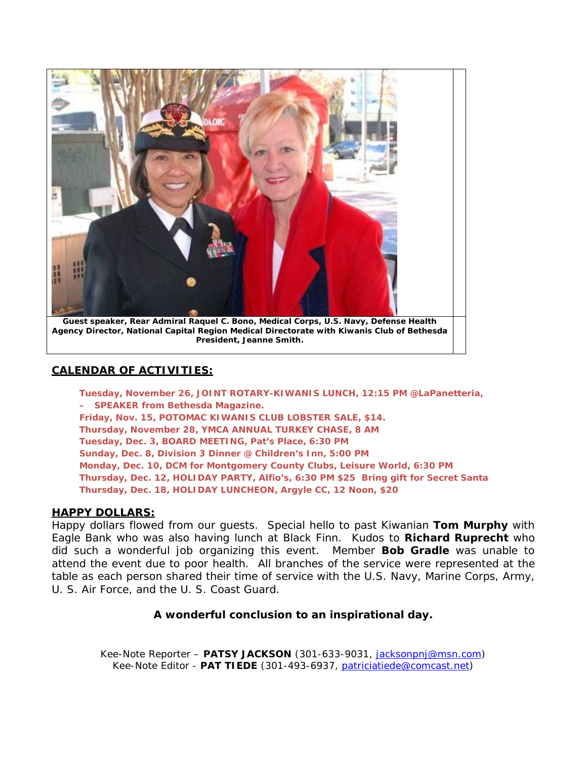Guest speaker, Rear Admiral Raquel C. Bono, Medical Corps, U.S. Navy, Defense Health Agency Director, National Capital Region Medical Directorate with Kiwanis Club of Bethesda President, Jeanne Smith.

## CALENDAR OF ACTIVITIES:

**Tuesday, November 26, JOINT ROTARY-KIWANIS LUNCH, 12:15 PM @LaPanetteria,**
**– SPEAKER from Bethesda Magazine.**
**Friday, Nov. 15, POTOMAC KIWANIS CLUB LOBSTER SALE, $14.**
**Thursday, November 28, YMCA ANNUAL TURKEY CHASE, 8 AM**
**Tuesday, Dec. 3, BOARD MEETING, Pat's Place, 6:30 PM**
**Sunday, Dec. 8, Division 3 Dinner @ Children's Inn, 5:00 PM**
**Monday, Dec. 10, DCM for Montgomery County Clubs, Leisure World, 6:30 PM**
**Thursday, Dec. 12, HOLIDAY PARTY, Alfio's, 6:30 PM $25 Bring gift for Secret Santa**
**Thursday, Dec. 18, HOLIDAY LUNCHEON, Argyle CC, 12 Noon, $20**

## HAPPY DOLLARS:

Happy dollars flowed from our guests. Special hello to past Kiwanian **Tom Murphy** with Eagle Bank who was also having lunch at Black Finn. Kudos to **Richard Ruprecht** who did such a wonderful job organizing this event. Member **Bob Gradle** was unable to attend the event due to poor health. All branches of the service were represented at the table as each person shared their time of service with the U.S. Navy, Marine Corps, Army, U. S. Air Force, and the U. S. Coast Guard.

**A wonderful conclusion to an inspirational day.**

Kee-Note Reporter – **PATSY JACKSON** (301-633-9031, jacksonpnj@msn.com)
Kee-Note Editor - **PAT TIEDE** (301-493-6937, patriciatiede@comcast.net)